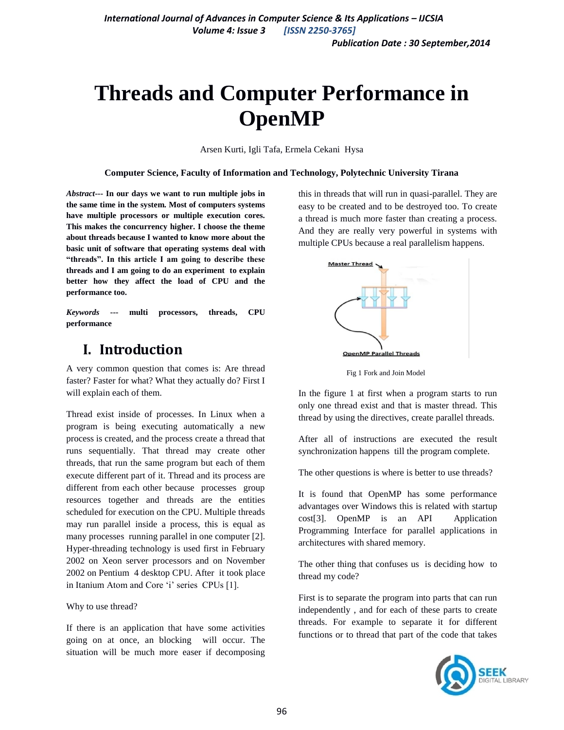# Threads and Computer Performance in OpenMP

Arsen Kurti, Igli Tafa, Ermela Cekani Hysa

**Computer Science, Faculty of Information and Technology, Polytechnic University Tirana**

***Abstract*--- In our days we want to run multiple jobs in the same time in the system. Most of computers systems have multiple processors or multiple execution cores. This makes the concurrency higher. I choose the theme about threads because I wanted to know more about the basic unit of software that operating systems deal with "threads". In this article I am going to describe these threads and I am going to do an experiment to explain better how they affect the load of CPU and the performance too.**

***Keywords* --- multi processors, threads, CPU performance**

## I. Introduction

A very common question that comes is: Are thread faster? Faster for what? What they actually do? First I will explain each of them.

Thread exist inside of processes. In Linux when a program is being executing automatically a new process is created, and the process create a thread that runs sequentially. That thread may create other threads, that run the same program but each of them execute different part of it. Thread and its process are different from each other because processes group resources together and threads are the entities scheduled for execution on the CPU. Multiple threads may run parallel inside a process, this is equal as many processes running parallel in one computer [2]. Hyper-threading technology is used first in February 2002 on Xeon server processors and on November 2002 on Pentium 4 desktop CPU. After it took place in Itanium Atom and Core 'i' series CPUs [1].

Why to use thread?

If there is an application that have some activities going on at once, an blocking will occur. The situation will be much more easer if decomposing this in threads that will run in quasi-parallel. They are easy to be created and to be destroyed too. To create a thread is much more faster than creating a process. And they are really very powerful in systems with multiple CPUs because a real parallelism happens.

Fig 1 Fork and Join Model

In the figure 1 at first when a program starts to run only one thread exist and that is master thread. This thread by using the directives, create parallel threads.

After all of instructions are executed the result synchronization happens till the program complete.

The other questions is where is better to use threads?

It is found that OpenMP has some performance advantages over Windows this is related with startup cost[3]. OpenMP is an API Application Programming Interface for parallel applications in architectures with shared memory.

The other thing that confuses us is deciding how to thread my code?

First is to separate the program into parts that can run independently , and for each of these parts to create threads. For example to separate it for different functions or to thread that part of the code that takes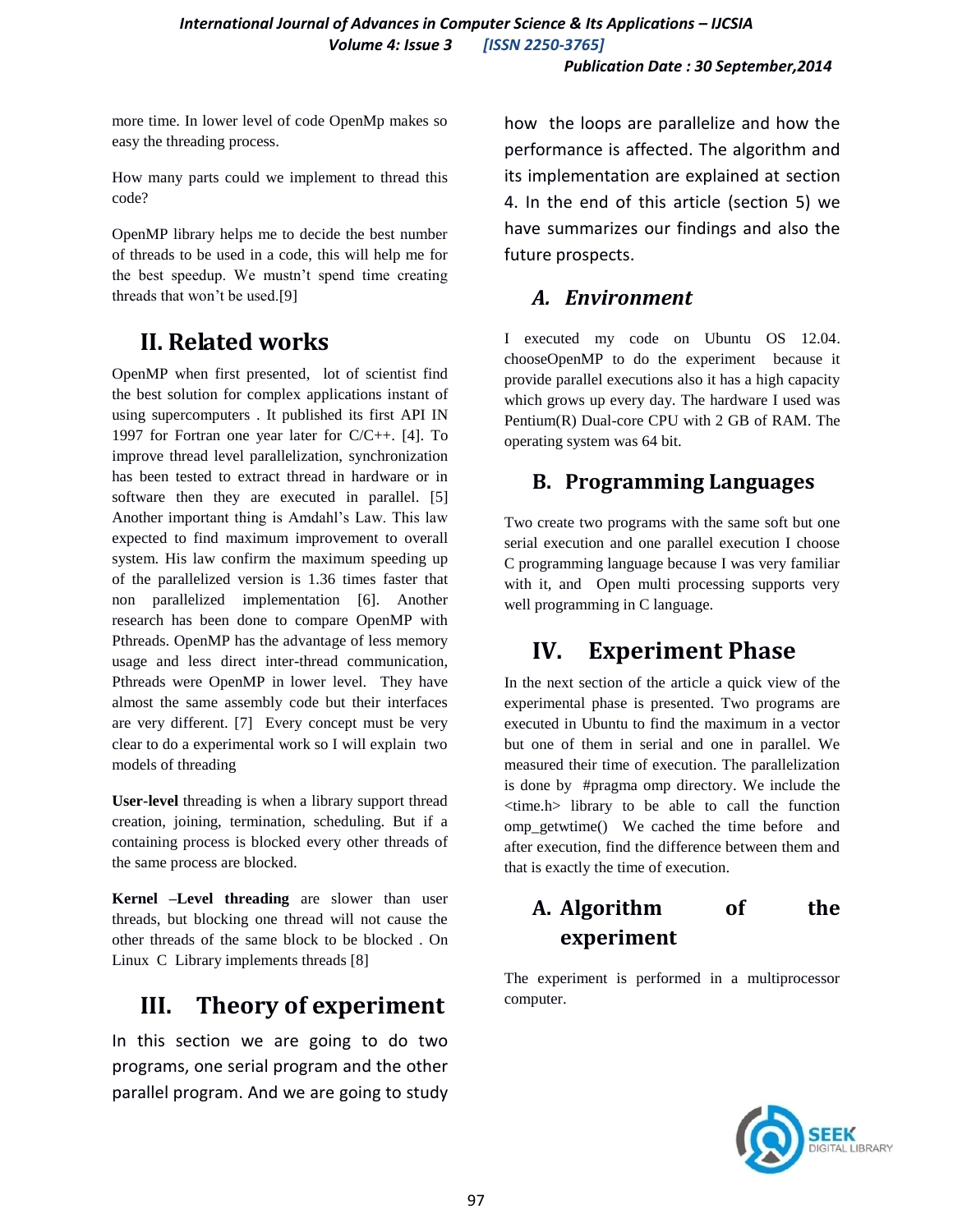more time. In lower level of code OpenMp makes so easy the threading process.

How many parts could we implement to thread this code?

OpenMP library helps me to decide the best number of threads to be used in a code, this will help me for the best speedup. We mustn't spend time creating threads that won't be used.[9]

# II. Related works

OpenMP when first presented, lot of scientist find the best solution for complex applications instant of using supercomputers . It published its first API IN 1997 for Fortran one year later for C/C++. [4]. To improve thread level parallelization, synchronization has been tested to extract thread in hardware or in software then they are executed in parallel. [5] Another important thing is Amdahl's Law. This law expected to find maximum improvement to overall system. His law confirm the maximum speeding up of the parallelized version is 1.36 times faster that non parallelized implementation [6]. Another research has been done to compare OpenMP with Pthreads. OpenMP has the advantage of less memory usage and less direct inter-thread communication, Pthreads were OpenMP in lower level. They have almost the same assembly code but their interfaces are very different. [7] Every concept must be very clear to do a experimental work so I will explain two models of threading

**User-level** threading is when a library support thread creation, joining, termination, scheduling. But if a containing process is blocked every other threads of the same process are blocked.

**Kernel –Level threading** are slower than user threads, but blocking one thread will not cause the other threads of the same block to be blocked . On Linux C Library implements threads [8]

# III. Theory of experiment

In this section we are going to do two programs, one serial program and the other parallel program. And we are going to study how the loops are parallelize and how the performance is affected. The algorithm and its implementation are explained at section 4. In the end of this article (section 5) we have summarizes our findings and also the future prospects.

## *A. Environment*

I executed my code on Ubuntu OS 12.04. chooseOpenMP to do the experiment because it provide parallel executions also it has a high capacity which grows up every day. The hardware I used was Pentium(R) Dual-core CPU with 2 GB of RAM. The operating system was 64 bit.

## B. Programming Languages

Two create two programs with the same soft but one serial execution and one parallel execution I choose C programming language because I was very familiar with it, and Open multi processing supports very well programming in C language.

# IV. Experiment Phase

In the next section of the article a quick view of the experimental phase is presented. Two programs are executed in Ubuntu to find the maximum in a vector but one of them in serial and one in parallel. We measured their time of execution. The parallelization is done by #pragma omp directory. We include the <time.h> library to be able to call the function omp_getwtime() We cached the time before and after execution, find the difference between them and that is exactly the time of execution.

## A. Algorithm of the experiment

The experiment is performed in a multiprocessor computer.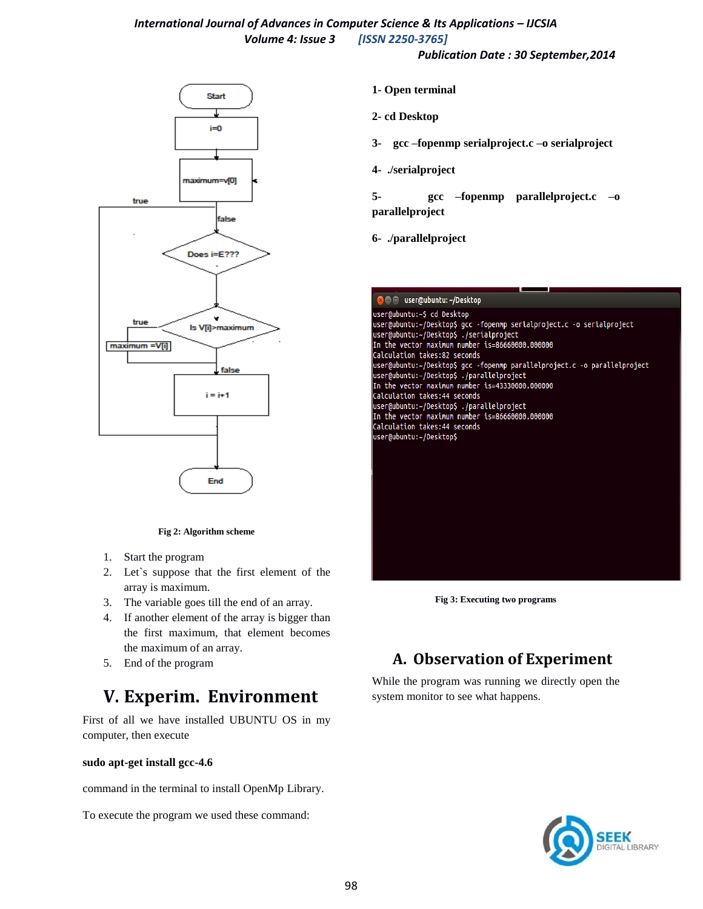Fig 2: Algorithm scheme

1. Start the program
2. Let`s suppose that the first element of the array is maximum.
3. The variable goes till the end of an array.
4. If another element of the array is bigger than the first maximum, that element becomes the maximum of an array.
5. End of the program

## V. Experim. Environment

First of all we have installed UBUNTU OS in my computer, then execute

**sudo apt-get install gcc-4.6**

command in the terminal to install OpenMp Library.

To execute the program we used these command:

**1- Open terminal**

**2- cd Desktop**

**3- gcc –fopenmp serialproject.c –o serialproject**

**4- ./serialproject**

**5- gcc –fopenmp parallelproject.c –o parallelproject**

**6- ./parallelproject**

```
user@ubuntu:~$ cd Desktop
user@ubuntu:~/Desktop$ gcc -fopenmp serialproject.c -o serialproject
user@ubuntu:~/Desktop$ ./serialproject
In the vector maximum number is=86660000.000000
Calculation takes:82 seconds
user@ubuntu:~/Desktop$ gcc -fopenmp parallelproject.c -o parallelproject
user@ubuntu:~/Desktop$ ./parallelproject
In the vector maximum number is=43330000.000000
Calculation takes:44 seconds
user@ubuntu:~/Desktop$ ./parallelproject
In the vector maximum number is=86660000.000000
Calculation takes:44 seconds
user@ubuntu:~/Desktop$
```

Fig 3: Executing two programs

## A. Observation of Experiment

While the program was running we directly open the system monitor to see what happens.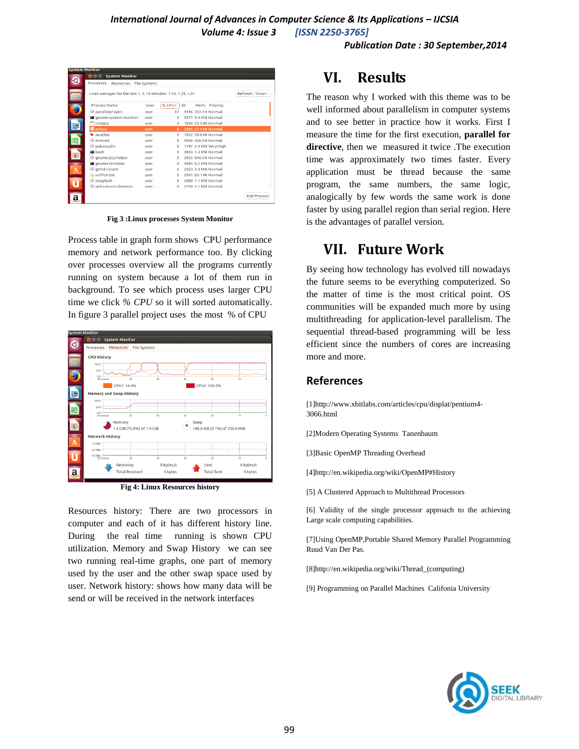Fig 3 :Linux processes System Monitor

Process table in graph form shows CPU performance memory and network performance too. By clicking over processes overview all the programs currently running on system because a lot of them run in background. To see which process uses larger CPU time we click *% CPU* so it will sorted automatically. In figure 3 parallel project uses the most % of CPU

Fig 4: Linux Resources history

Resources history: There are two processors in computer and each of it has different history line. During the real time running is shown CPU utilization. Memory and Swap History we can see two running real-time graphs, one part of memory used by the user and the other swap space used by user. Network history: shows how many data will be send or will be received in the network interfaces

# VI. Results

The reason why I worked with this theme was to be well informed about parallelism in computer systems and to see better in practice how it works. First I measure the time for the first execution, **parallel for directive**, then we measured it twice .The execution time was approximately two times faster. Every application must be thread because the same program, the same numbers, the same logic, analogically by few words the same work is done faster by using parallel region than serial region. Here is the advantages of parallel version.

# VII. Future Work

By seeing how technology has evolved till nowadays the future seems to be everything computerized. So the matter of time is the most critical point. OS communities will be expanded much more by using multithreading for application-level parallelism. The sequential thread-based programming will be less efficient since the numbers of cores are increasing more and more.

## References

[1]http://www.xbitlabs.com/articles/cpu/displat/pentium4-3066.html

[2]Modern Operating Systems Tanenbaum

[3]Basic OpenMP Threading Overhead

[4]http://en.wikipedia.org/wiki/OpenMP#History

[5] A Clustered Approach to Multithread Processors

[6] Validity of the single processor approach to the achieving Large scale computing capabilities.

[7]Using OpenMP,Portable Shared Memory Parallel Programming Ruud Van Der Pas.

[8]http://en.wikipedia.org/wiki/Thread_(computing)

[9] Programming on Parallel Machines Califonia University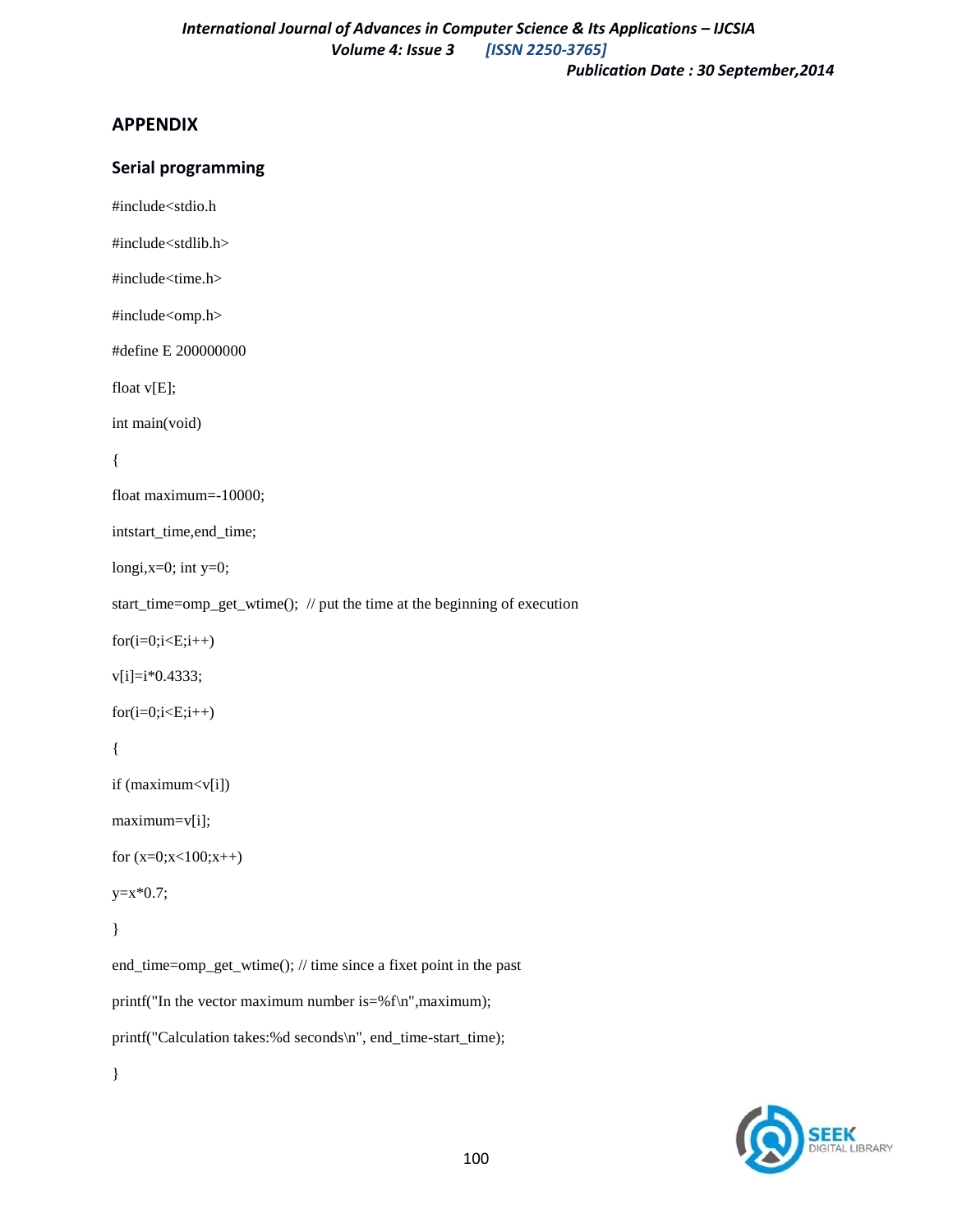## APPENDIX

### Serial programming

```
#include<stdio.h

#include<stdlib.h>

#include<time.h>

#include<omp.h>

#define E 200000000

float v[E];

int main(void)

{

float maximum=-10000;

intstart_time,end_time;

longi,x=0; int y=0;

start_time=omp_get_wtime();  // put the time at the beginning of execution

for(i=0;i<E;i++)

v[i]=i*0.4333;

for(i=0;i<E;i++)

{

if (maximum<v[i])

maximum=v[i];

for (x=0;x<100;x++)

y=x*0.7;

}

end_time=omp_get_wtime(); // time since a fixet point in the past

printf("In the vector maximum number is=%f\n",maximum);

printf("Calculation takes:%d seconds\n", end_time-start_time);

}
```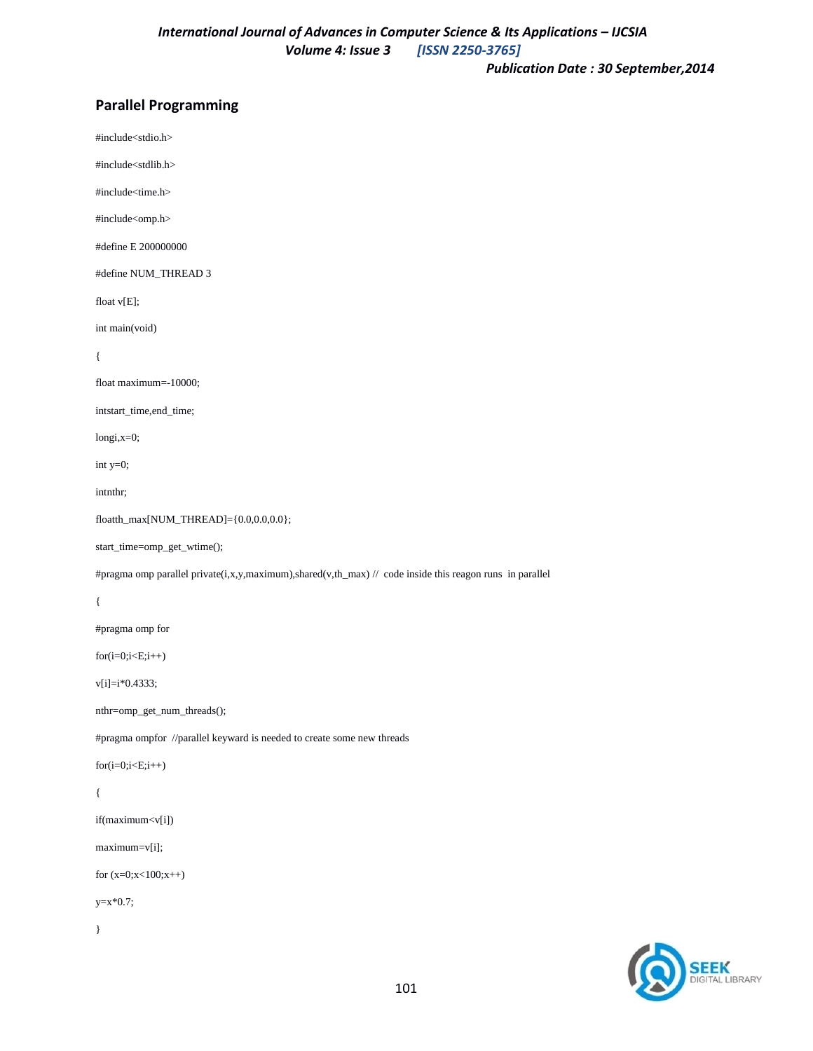## Parallel Programming

```
#include<stdio.h>

#include<stdlib.h>

#include<time.h>

#include<omp.h>

#define E 200000000

#define NUM_THREAD 3

float v[E];

int main(void)

{

float maximum=-10000;

intstart_time,end_time;

longi,x=0;

int y=0;

intnthr;

floatth_max[NUM_THREAD]={0.0,0.0,0.0};

start_time=omp_get_wtime();

#pragma omp parallel private(i,x,y,maximum),shared(v,th_max) //  code inside this reagon runs  in parallel

{

#pragma omp for

for(i=0;i<E;i++)

v[i]=i*0.4333;

nthr=omp_get_num_threads();

#pragma ompfor  //parallel keyward is needed to create some new threads

for(i=0;i<E;i++)

{

if(maximum<v[i])

maximum=v[i];

for (x=0;x<100;x++)

y=x*0.7;

}
```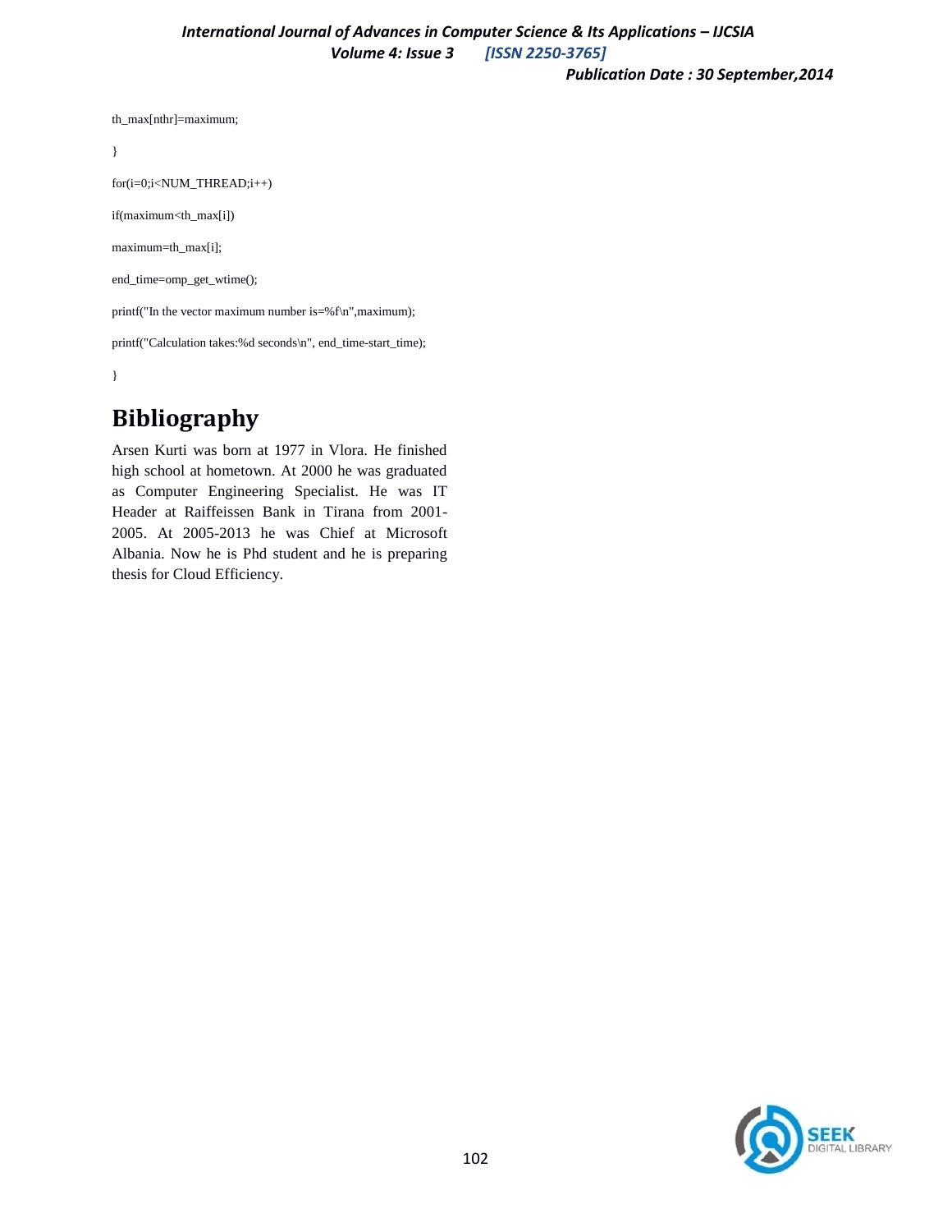```
th_max[nthr]=maximum;

}

for(i=0;i<NUM_THREAD;i++)

if(maximum<th_max[i])

maximum=th_max[i];

end_time=omp_get_wtime();

printf("In the vector maximum number is=%f\n",maximum);

printf("Calculation takes:%d seconds\n", end_time-start_time);

}
```

# Bibliography

Arsen Kurti was born at 1977 in Vlora. He finished high school at hometown. At 2000 he was graduated as Computer Engineering Specialist. He was IT Header at Raiffeissen Bank in Tirana from 2001-2005. At 2005-2013 he was Chief at Microsoft Albania. Now he is Phd student and he is preparing thesis for Cloud Efficiency.